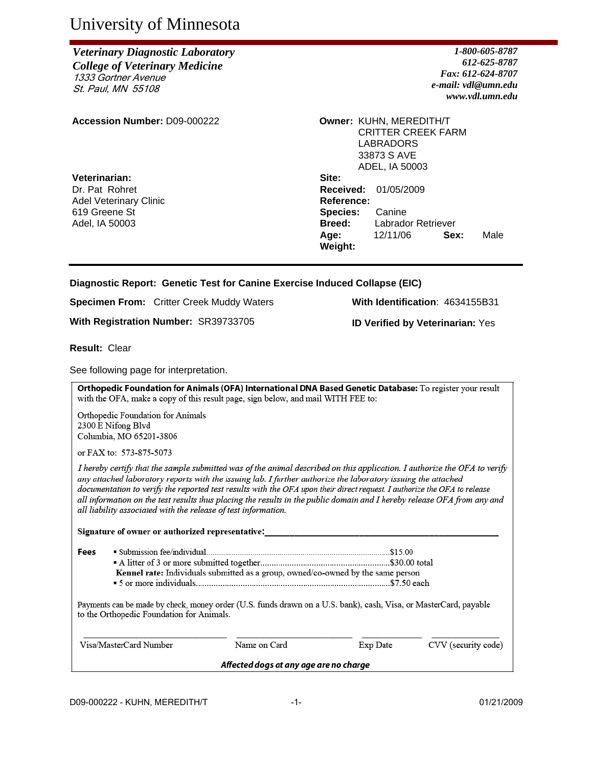# University of Minnesota

***Veterinary Diagnostic Laboratory***
***College of Veterinary Medicine***
*1333 Gortner Avenue*
*St. Paul, MN 55108*

***1-800-605-8787***
***612-625-8787***
***Fax: 612-624-8707***
***e-mail: vdl@umn.edu***
***www.vdl.umn.edu***

**Accession Number:** D09-000222

**Owner:** KUHN, MEREDITH/T
CRITTER CREEK FARM
LABRADORS
33873 S AVE
ADEL, IA 50003

**Veterinarian:**
Dr. Pat Rohret
Adel Veterinary Clinic
619 Greene St
Adel, IA 50003

**Site:**
**Received:** 01/05/2009
**Reference:**
**Species:** Canine
**Breed:** Labrador Retriever
**Age:** 12/11/06 **Sex:** Male
**Weight:**

---

**Diagnostic Report: Genetic Test for Canine Exercise Induced Collapse (EIC)**

**Specimen From:** Critter Creek Muddy Waters

**With Identification**: 4634155B31

**With Registration Number:** SR39733705

**ID Verified by Veterinarian:** Yes

**Result:** Clear

See following page for interpretation.

**Orthopedic Foundation for Animals (OFA) International DNA Based Genetic Database:** To register your result with the OFA, make a copy of this result page, sign below, and mail WITH FEE to:

Orthopedic Foundation for Animals
2300 E Nifong Blvd
Columbia, MO 65201-3806

or FAX to: 573-875-5073

*I hereby certify that the sample submitted was of the animal described on this application. I authorize the OFA to verify any attached laboratory reports with the issuing lab. I further authorize the laboratory issuing the attached documentation to verify the reported test results with the OFA upon their direct request. I authorize the OFA to release all information on the test results thus placing the results in the public domain and I hereby release OFA from any and all liability associated with the release of test information.*

**Signature of owner or authorized representative:**\_\_\_\_\_\_\_\_\_\_\_\_\_\_\_\_\_\_\_\_\_\_\_\_\_\_\_\_\_\_\_\_

**Fees**
- Submission fee/individual........................................$15.00
- A litter of 3 or more submitted together........................................$30.00 total

**Kennel rate:** Individuals submitted as a group, owned/co-owned by the same person
- 5 or more individuals........................................$7.50 each

Payments can be made by check, money order (U.S. funds drawn on a U.S. bank), cash, Visa, or MasterCard, payable to the Orthopedic Foundation for Animals.

| Visa/MasterCard Number | Name on Card | Exp Date | CVV (security code) |
| --- | --- | --- | --- |
| | | | |

***Affected dogs at any age are no charge***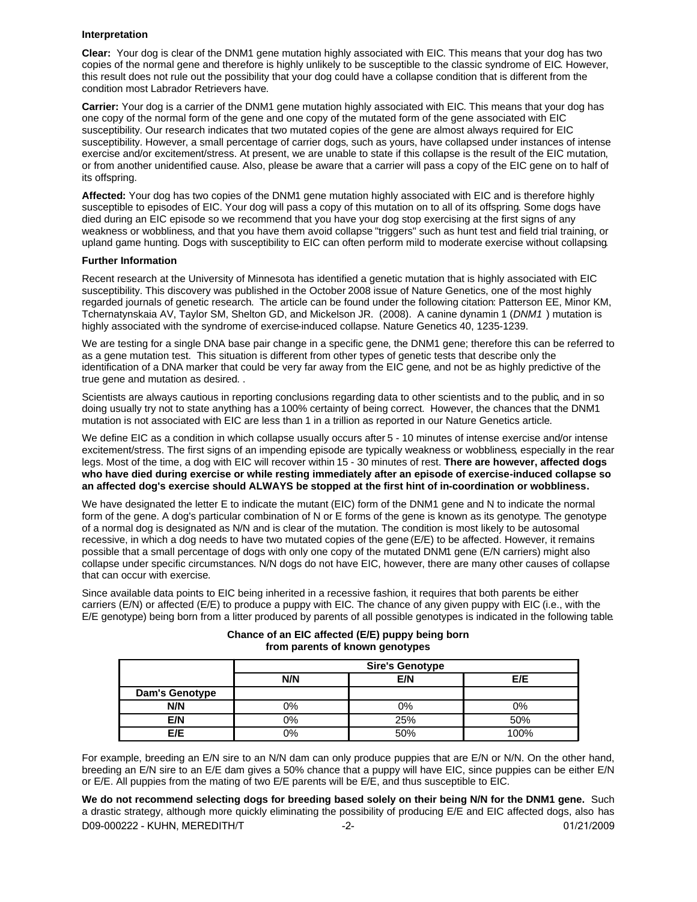### Interpretation

**Clear:** Your dog is clear of the DNM1 gene mutation highly associated with EIC. This means that your dog has two copies of the normal gene and therefore is highly unlikely to be susceptible to the classic syndrome of EIC. However, this result does not rule out the possibility that your dog could have a collapse condition that is different from the condition most Labrador Retrievers have.

**Carrier:** Your dog is a carrier of the DNM1 gene mutation highly associated with EIC. This means that your dog has one copy of the normal form of the gene and one copy of the mutated form of the gene associated with EIC susceptibility. Our research indicates that two mutated copies of the gene are almost always required for EIC susceptibility. However, a small percentage of carrier dogs, such as yours, have collapsed under instances of intense exercise and/or excitement/stress. At present, we are unable to state if this collapse is the result of the EIC mutation, or from another unidentified cause. Also, please be aware that a carrier will pass a copy of the EIC gene on to half of its offspring.

**Affected:** Your dog has two copies of the DNM1 gene mutation highly associated with EIC and is therefore highly susceptible to episodes of EIC. Your dog will pass a copy of this mutation on to all of its offspring. Some dogs have died during an EIC episode so we recommend that you have your dog stop exercising at the first signs of any weakness or wobbliness, and that you have them avoid collapse "triggers" such as hunt test and field trial training, or upland game hunting. Dogs with susceptibility to EIC can often perform mild to moderate exercise without collapsing.

### Further Information

Recent research at the University of Minnesota has identified a genetic mutation that is highly associated with EIC susceptibility. This discovery was published in the October 2008 issue of Nature Genetics, one of the most highly regarded journals of genetic research. The article can be found under the following citation: Patterson EE, Minor KM, Tchernatynskaia AV, Taylor SM, Shelton GD, and Mickelson JR. (2008). A canine dynamin 1 (*DNM1*) mutation is highly associated with the syndrome of exercise-induced collapse. Nature Genetics 40, 1235-1239.

We are testing for a single DNA base pair change in a specific gene, the DNM1 gene; therefore this can be referred to as a gene mutation test. This situation is different from other types of genetic tests that describe only the identification of a DNA marker that could be very far away from the EIC gene, and not be as highly predictive of the true gene and mutation as desired. .

Scientists are always cautious in reporting conclusions regarding data to other scientists and to the public, and in so doing usually try not to state anything has a 100% certainty of being correct. However, the chances that the DNM1 mutation is not associated with EIC are less than 1 in a trillion as reported in our Nature Genetics article.

We define EIC as a condition in which collapse usually occurs after 5 - 10 minutes of intense exercise and/or intense excitement/stress. The first signs of an impending episode are typically weakness or wobbliness, especially in the rear legs. Most of the time, a dog with EIC will recover within 15 - 30 minutes of rest. **There are however, affected dogs who have died during exercise or while resting immediately after an episode of exercise-induced collapse so an affected dog's exercise should ALWAYS be stopped at the first hint of in-coordination or wobbliness.**

We have designated the letter E to indicate the mutant (EIC) form of the DNM1 gene and N to indicate the normal form of the gene. A dog's particular combination of N or E forms of the gene is known as its genotype. The genotype of a normal dog is designated as N/N and is clear of the mutation. The condition is most likely to be autosomal recessive, in which a dog needs to have two mutated copies of the gene (E/E) to be affected. However, it remains possible that a small percentage of dogs with only one copy of the mutated DNM1 gene (E/N carriers) might also collapse under specific circumstances. N/N dogs do not have EIC, however, there are many other causes of collapse that can occur with exercise.

Since available data points to EIC being inherited in a recessive fashion, it requires that both parents be either carriers (E/N) or affected (E/E) to produce a puppy with EIC. The chance of any given puppy with EIC (i.e., with the E/E genotype) being born from a litter produced by parents of all possible genotypes is indicated in the following table.

**Chance of an EIC affected (E/E) puppy being born from parents of known genotypes**

| | **Sire's Genotype** | | |
|---|---|---|---|
| | **N/N** | **E/N** | **E/E** |
| **Dam's Genotype** | | | |
| **N/N** | 0% | 0% | 0% |
| **E/N** | 0% | 25% | 50% |
| **E/E** | 0% | 50% | 100% |

For example, breeding an E/N sire to an N/N dam can only produce puppies that are E/N or N/N. On the other hand, breeding an E/N sire to an E/E dam gives a 50% chance that a puppy will have EIC, since puppies can be either E/N or E/E. All puppies from the mating of two E/E parents will be E/E, and thus susceptible to EIC.

**We do not recommend selecting dogs for breeding based solely on their being N/N for the DNM1 gene.** Such a drastic strategy, although more quickly eliminating the possibility of producing E/E and EIC affected dogs, also has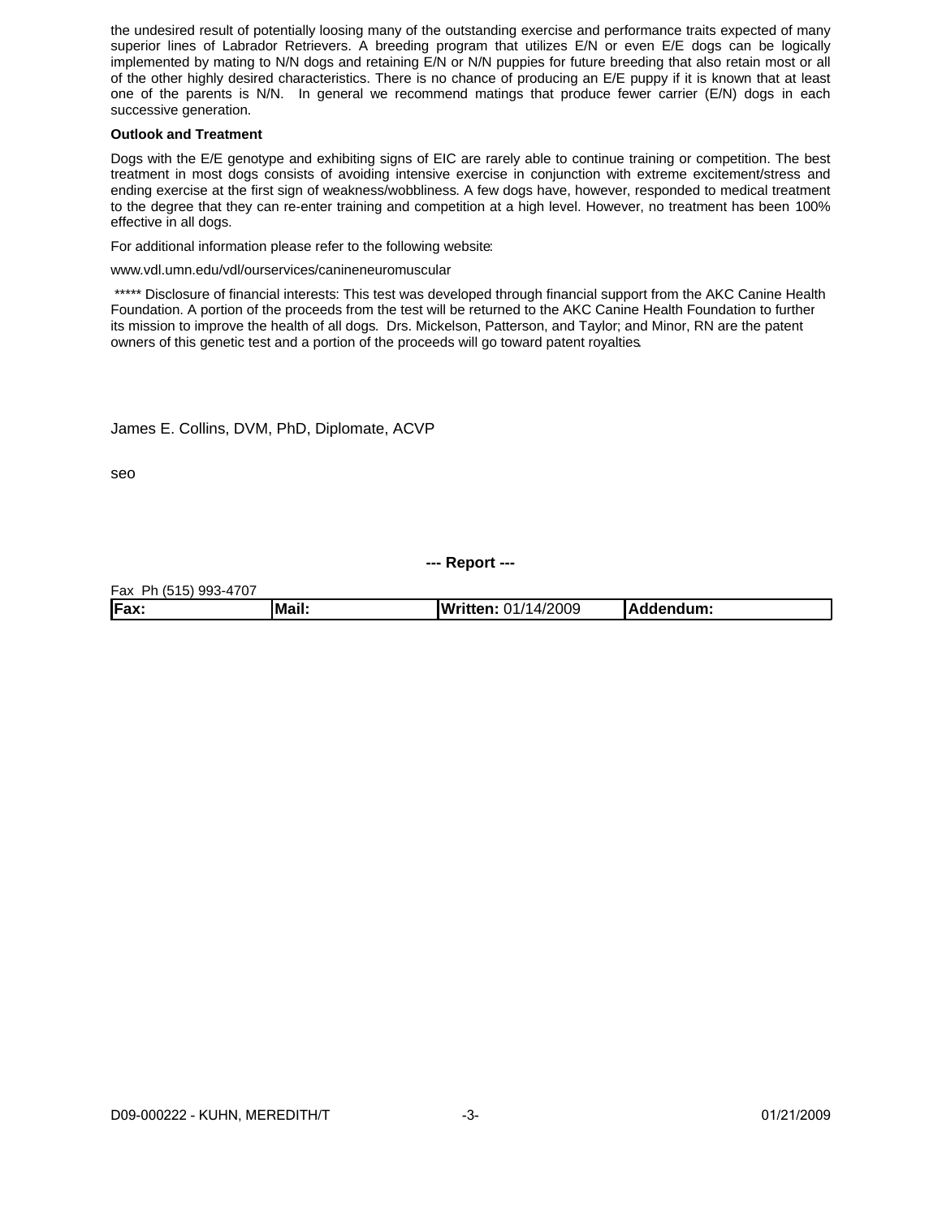the undesired result of potentially loosing many of the outstanding exercise and performance traits expected of many superior lines of Labrador Retrievers. A breeding program that utilizes E/N or even E/E dogs can be logically implemented by mating to N/N dogs and retaining E/N or N/N puppies for future breeding that also retain most or all of the other highly desired characteristics. There is no chance of producing an E/E puppy if it is known that at least one of the parents is N/N. In general we recommend matings that produce fewer carrier (E/N) dogs in each successive generation.

**Outlook and Treatment**

Dogs with the E/E genotype and exhibiting signs of EIC are rarely able to continue training or competition. The best treatment in most dogs consists of avoiding intensive exercise in conjunction with extreme excitement/stress and ending exercise at the first sign of weakness/wobbliness. A few dogs have, however, responded to medical treatment to the degree that they can re-enter training and competition at a high level. However, no treatment has been 100% effective in all dogs.

For additional information please refer to the following website:

www.vdl.umn.edu/vdl/ourservices/canineneuromuscular

***** Disclosure of financial interests: This test was developed through financial support from the AKC Canine Health Foundation. A portion of the proceeds from the test will be returned to the AKC Canine Health Foundation to further its mission to improve the health of all dogs. Drs. Mickelson, Patterson, and Taylor; and Minor, RN are the patent owners of this genetic test and a portion of the proceeds will go toward patent royalties.

James E. Collins, DVM, PhD, Diplomate, ACVP

seo

**--- Report ---**

Fax Ph (515) 993-4707

| | | | |
|---|---|---|---|
| **Fax:** | **Mail:** | **Written:** 01/14/2009 | **Addendum:** |

D09-000222 - KUHN, MEREDITH/T 01/21/2009